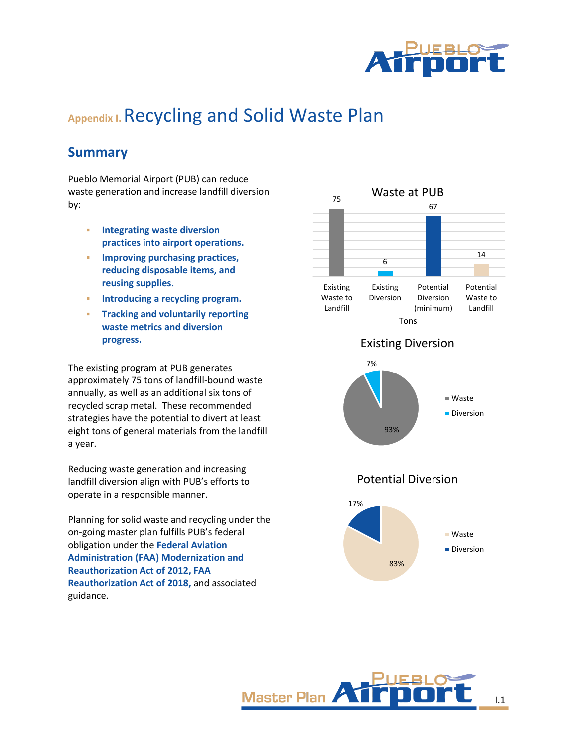# Appendix I. Recycling and Solid Waste Plan

## Summary

Pueblo Memorial Airport (PUB) can reduce waste generation and increase landfill diversion by:

- **Integrating waste diversion practices into airport operations.**
- **Improving purchasing practices, reducing disposable items, and reusing supplies.**
- **Introducing a recycling program.**
- **Tracking and voluntarily reporting waste metrics and diversion progress.**

The existing program at PUB generates approximately 75 tons of landfill-bound waste annually, as well as an additional six tons of recycled scrap metal. These recommended strategies have the potential to divert at least eight tons of general materials from the landfill a year.

Reducing waste generation and increasing landfill diversion align with PUB's efforts to operate in a responsible manner.

Planning for solid waste and recycling under the on-going master plan fulfills PUB's federal obligation under the **Federal Aviation Administration (FAA) Modernization and Reauthorization Act of 2012, FAA Reauthorization Act of 2018,** and associated guidance.

**Waste at PUB** (Tons)

| Existing Waste to Landfill | Existing Diversion | Potential Diversion (minimum) | Potential Waste to Landfill |
|---|---|---|---|
| 75 | 6 | 67 | 14 |

**Existing Diversion**

| Waste | Diversion |
|---|---|
| 93% | 7% |

**Potential Diversion**

| Waste | Diversion |
|---|---|
| 83% | 17% |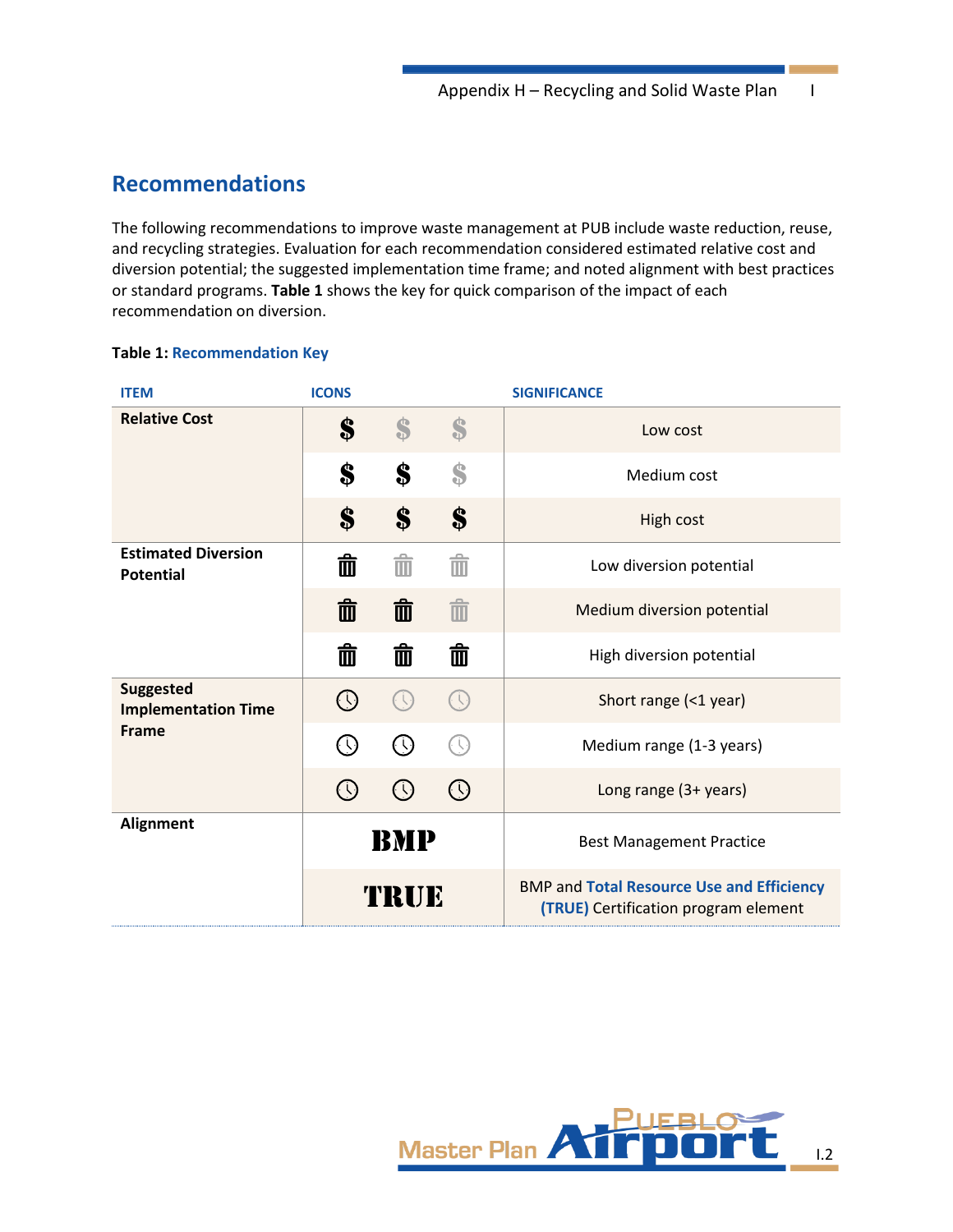## Recommendations

The following recommendations to improve waste management at PUB include waste reduction, reuse, and recycling strategies. Evaluation for each recommendation considered estimated relative cost and diversion potential; the suggested implementation time frame; and noted alignment with best practices or standard programs. **Table 1** shows the key for quick comparison of the impact of each recommendation on diversion.

**Table 1: Recommendation Key**

| ITEM | ICONS | SIGNIFICANCE |
|---|---|---|
| **Relative Cost** | $ (1 of 3) | Low cost |
| | $ $ (2 of 3) | Medium cost |
| | $ $ $ (3 of 3) | High cost |
| **Estimated Diversion Potential** | 🗑 (1 of 3) | Low diversion potential |
| | 🗑 🗑 (2 of 3) | Medium diversion potential |
| | 🗑 🗑 🗑 (3 of 3) | High diversion potential |
| **Suggested Implementation Time Frame** | 🕒 (1 of 3) | Short range (<1 year) |
| | 🕒 🕒 (2 of 3) | Medium range (1-3 years) |
| | 🕒 🕒 🕒 (3 of 3) | Long range (3+ years) |
| **Alignment** | BMP | Best Management Practice |
| | TRUE | BMP and Total Resource Use and Efficiency (TRUE) Certification program element |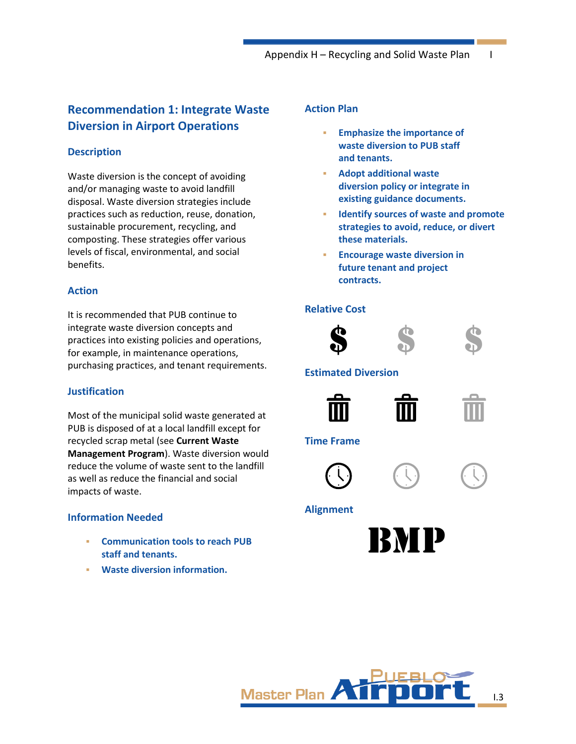## Recommendation 1: Integrate Waste Diversion in Airport Operations

### Description

Waste diversion is the concept of avoiding and/or managing waste to avoid landfill disposal. Waste diversion strategies include practices such as reduction, reuse, donation, sustainable procurement, recycling, and composting. These strategies offer various levels of fiscal, environmental, and social benefits.

### Action

It is recommended that PUB continue to integrate waste diversion concepts and practices into existing policies and operations, for example, in maintenance operations, purchasing practices, and tenant requirements.

### Justification

Most of the municipal solid waste generated at PUB is disposed of at a local landfill except for recycled scrap metal (see **Current Waste Management Program**). Waste diversion would reduce the volume of waste sent to the landfill as well as reduce the financial and social impacts of waste.

### Information Needed

- **Communication tools to reach PUB staff and tenants.**
- **Waste diversion information.**

### Action Plan

- **Emphasize the importance of waste diversion to PUB staff and tenants.**
- **Adopt additional waste diversion policy or integrate in existing guidance documents.**
- **Identify sources of waste and promote strategies to avoid, reduce, or divert these materials.**
- **Encourage waste diversion in future tenant and project contracts.**

### Relative Cost

$ (1 of 3)

### Estimated Diversion

2 of 3

### Time Frame

1 of 3

### Alignment

BMP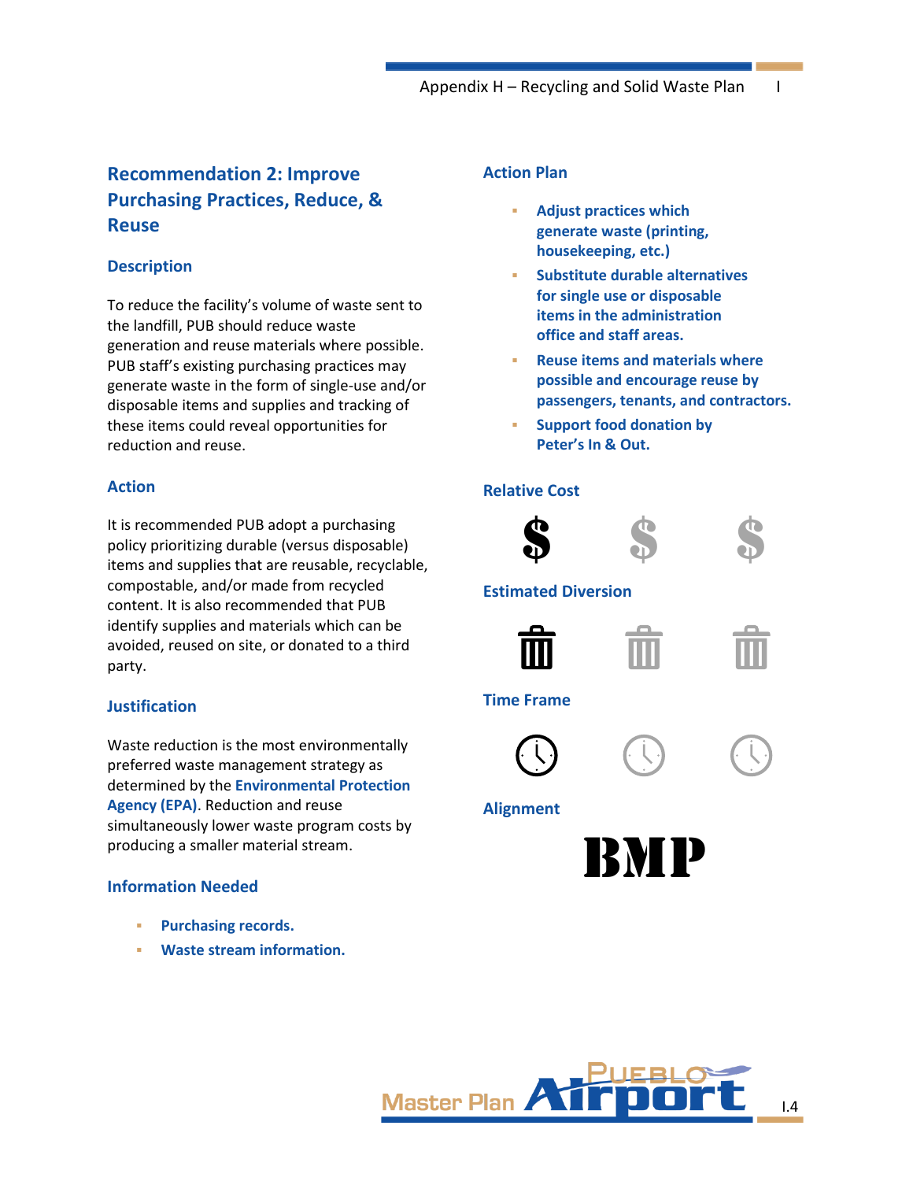## Recommendation 2: Improve Purchasing Practices, Reduce, & Reuse

### Description

To reduce the facility's volume of waste sent to the landfill, PUB should reduce waste generation and reuse materials where possible. PUB staff's existing purchasing practices may generate waste in the form of single-use and/or disposable items and supplies and tracking of these items could reveal opportunities for reduction and reuse.

### Action

It is recommended PUB adopt a purchasing policy prioritizing durable (versus disposable) items and supplies that are reusable, recyclable, compostable, and/or made from recycled content. It is also recommended that PUB identify supplies and materials which can be avoided, reused on site, or donated to a third party.

### Justification

Waste reduction is the most environmentally preferred waste management strategy as determined by the **Environmental Protection Agency (EPA)**. Reduction and reuse simultaneously lower waste program costs by producing a smaller material stream.

### Information Needed

- **Purchasing records.**
- **Waste stream information.**

### Action Plan

- **Adjust practices which generate waste (printing, housekeeping, etc.)**
- **Substitute durable alternatives for single use or disposable items in the administration office and staff areas.**
- **Reuse items and materials where possible and encourage reuse by passengers, tenants, and contractors.**
- **Support food donation by Peter's In & Out.**

### Relative Cost

$ (1 of 3)

### Estimated Diversion

1 of 3

### Time Frame

1 of 3

### Alignment

BMP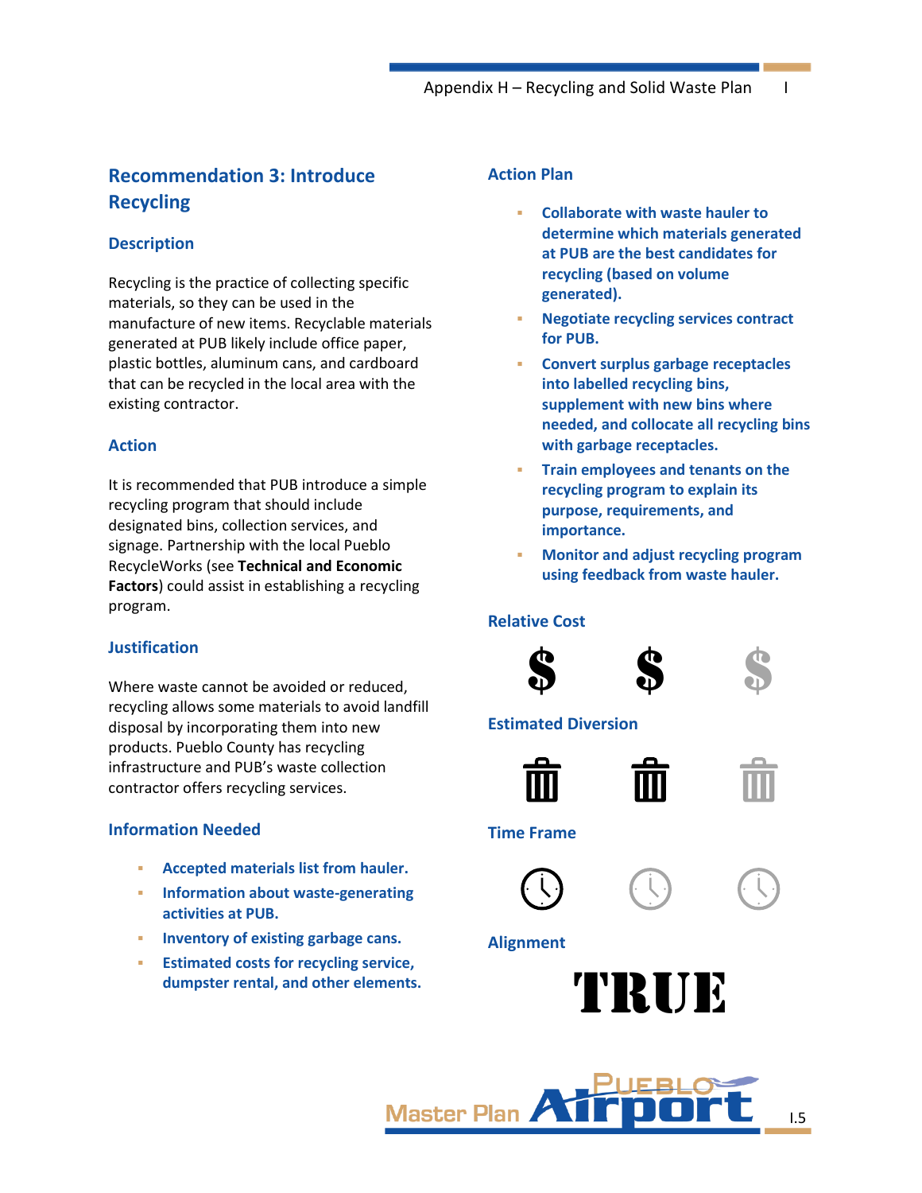## Recommendation 3: Introduce Recycling

### Description

Recycling is the practice of collecting specific materials, so they can be used in the manufacture of new items. Recyclable materials generated at PUB likely include office paper, plastic bottles, aluminum cans, and cardboard that can be recycled in the local area with the existing contractor.

### Action

It is recommended that PUB introduce a simple recycling program that should include designated bins, collection services, and signage. Partnership with the local Pueblo RecycleWorks (see **Technical and Economic Factors**) could assist in establishing a recycling program.

### Justification

Where waste cannot be avoided or reduced, recycling allows some materials to avoid landfill disposal by incorporating them into new products. Pueblo County has recycling infrastructure and PUB's waste collection contractor offers recycling services.

### Information Needed

- **Accepted materials list from hauler.**
- **Information about waste-generating activities at PUB.**
- **Inventory of existing garbage cans.**
- **Estimated costs for recycling service, dumpster rental, and other elements.**

### Action Plan

- **Collaborate with waste hauler to determine which materials generated at PUB are the best candidates for recycling (based on volume generated).**
- **Negotiate recycling services contract for PUB.**
- **Convert surplus garbage receptacles into labelled recycling bins, supplement with new bins where needed, and collocate all recycling bins with garbage receptacles.**
- **Train employees and tenants on the recycling program to explain its purpose, requirements, and importance.**
- **Monitor and adjust recycling program using feedback from waste hauler.**

### Relative Cost

$ $ (2 of 3)

### Estimated Diversion

2 of 3

### Time Frame

1 of 3

### Alignment

TRUE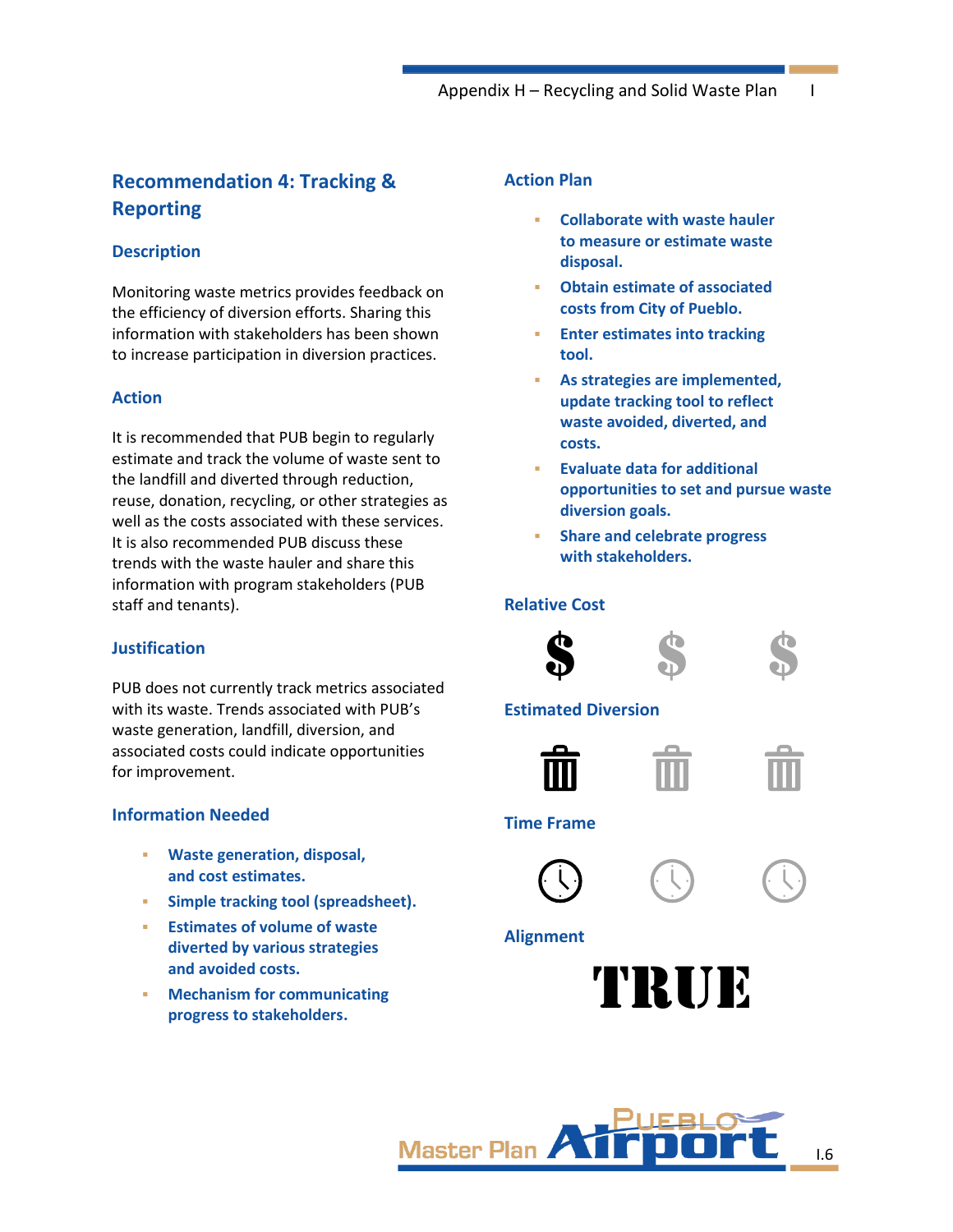## Recommendation 4: Tracking & Reporting

### Description

Monitoring waste metrics provides feedback on the efficiency of diversion efforts. Sharing this information with stakeholders has been shown to increase participation in diversion practices.

### Action

It is recommended that PUB begin to regularly estimate and track the volume of waste sent to the landfill and diverted through reduction, reuse, donation, recycling, or other strategies as well as the costs associated with these services. It is also recommended PUB discuss these trends with the waste hauler and share this information with program stakeholders (PUB staff and tenants).

### Justification

PUB does not currently track metrics associated with its waste. Trends associated with PUB's waste generation, landfill, diversion, and associated costs could indicate opportunities for improvement.

### Information Needed

- **Waste generation, disposal, and cost estimates.**
- **Simple tracking tool (spreadsheet).**
- **Estimates of volume of waste diverted by various strategies and avoided costs.**
- **Mechanism for communicating progress to stakeholders.**

### Action Plan

- **Collaborate with waste hauler to measure or estimate waste disposal.**
- **Obtain estimate of associated costs from City of Pueblo.**
- **Enter estimates into tracking tool.**
- **As strategies are implemented, update tracking tool to reflect waste avoided, diverted, and costs.**
- **Evaluate data for additional opportunities to set and pursue waste diversion goals.**
- **Share and celebrate progress with stakeholders.**

### Relative Cost

$ (1 of 3)

### Estimated Diversion

1 of 3

### Time Frame

1 of 3

### Alignment

TRUE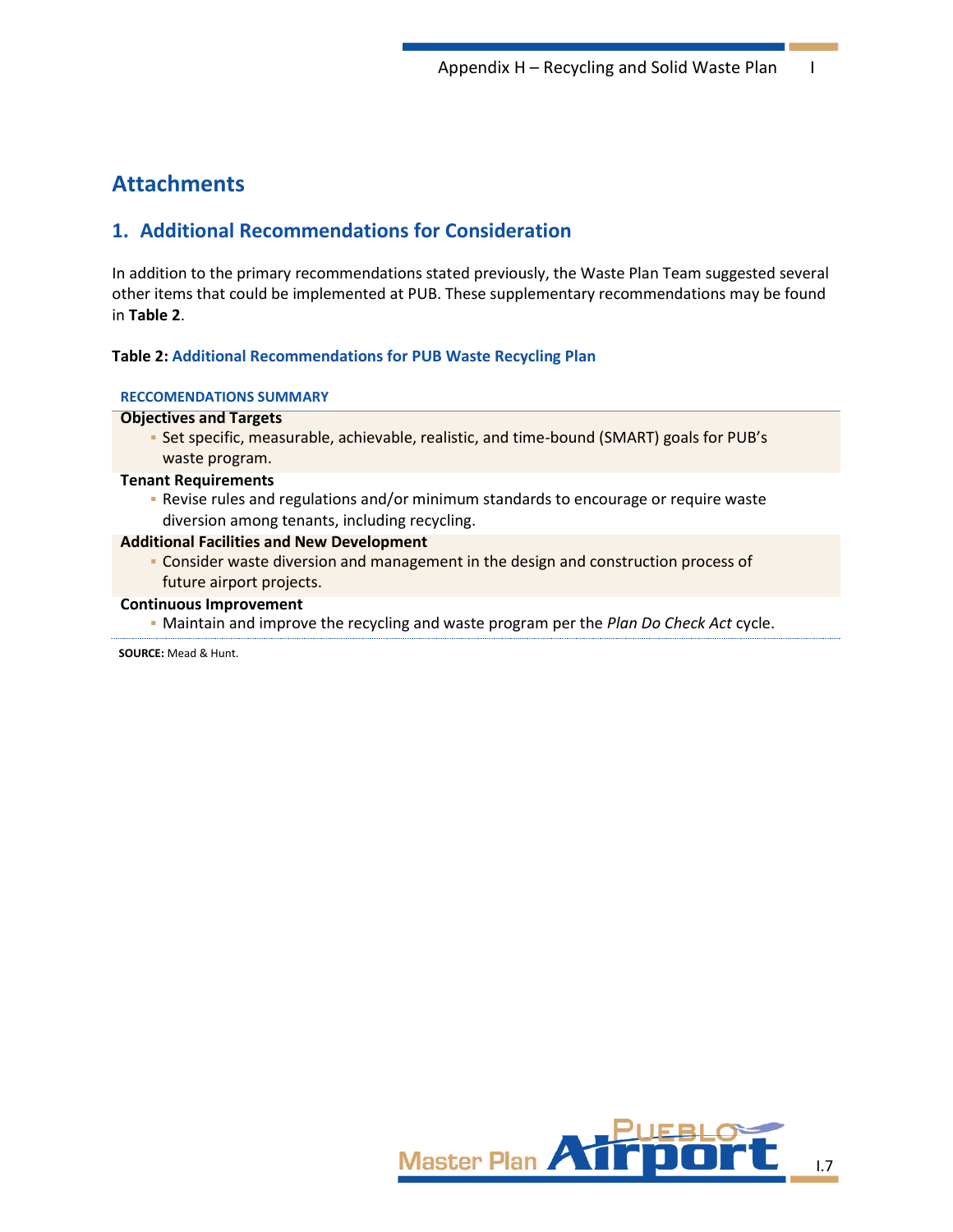# Attachments

## 1. Additional Recommendations for Consideration

In addition to the primary recommendations stated previously, the Waste Plan Team suggested several other items that could be implemented at PUB. These supplementary recommendations may be found in **Table 2**.

**Table 2: Additional Recommendations for PUB Waste Recycling Plan**

| RECCOMENDATIONS SUMMARY |
|---|
| **Objectives and Targets** |
| ▪ Set specific, measurable, achievable, realistic, and time-bound (SMART) goals for PUB's waste program. |
| **Tenant Requirements** |
| ▪ Revise rules and regulations and/or minimum standards to encourage or require waste diversion among tenants, including recycling. |
| **Additional Facilities and New Development** |
| ▪ Consider waste diversion and management in the design and construction process of future airport projects. |
| **Continuous Improvement** |
| ▪ Maintain and improve the recycling and waste program per the *Plan Do Check Act* cycle. |

**SOURCE:** Mead & Hunt.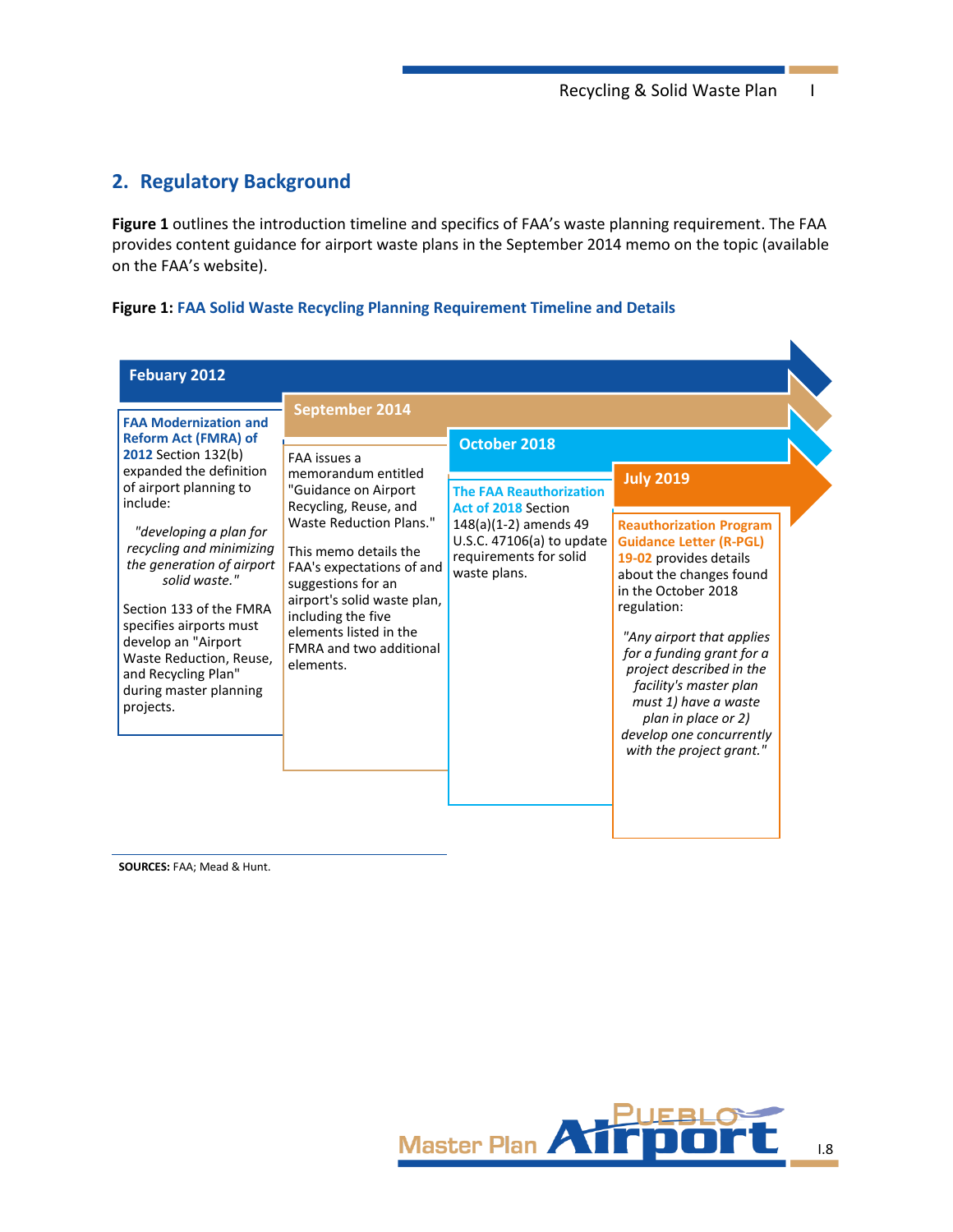## 2. Regulatory Background

**Figure 1** outlines the introduction timeline and specifics of FAA's waste planning requirement. The FAA provides content guidance for airport waste plans in the September 2014 memo on the topic (available on the FAA's website).

**Figure 1:** **FAA Solid Waste Recycling Planning Requirement Timeline and Details**

**Febuary 2012**

**FAA Modernization and Reform Act (FMRA) of 2012** Section 132(b) expanded the definition of airport planning to include:

*"developing a plan for recycling and minimizing the generation of airport solid waste."*

Section 133 of the FMRA specifies airports must develop an "Airport Waste Reduction, Reuse, and Recycling Plan" during master planning projects.

**September 2014**

FAA issues a memorandum entitled "Guidance on Airport Recycling, Reuse, and Waste Reduction Plans."

This memo details the FAA's expectations of and suggestions for an airport's solid waste plan, including the five elements listed in the FMRA and two additional elements.

**October 2018**

**The FAA Reauthorization Act of 2018** Section 148(a)(1-2) amends 49 U.S.C. 47106(a) to update requirements for solid waste plans.

**July 2019**

**Reauthorization Program Guidance Letter (R-PGL) 19-02** provides details about the changes found in the October 2018 regulation:

*"Any airport that applies for a funding grant for a project described in the facility's master plan must 1) have a waste plan in place or 2) develop one concurrently with the project grant."*

**SOURCES:** FAA; Mead & Hunt.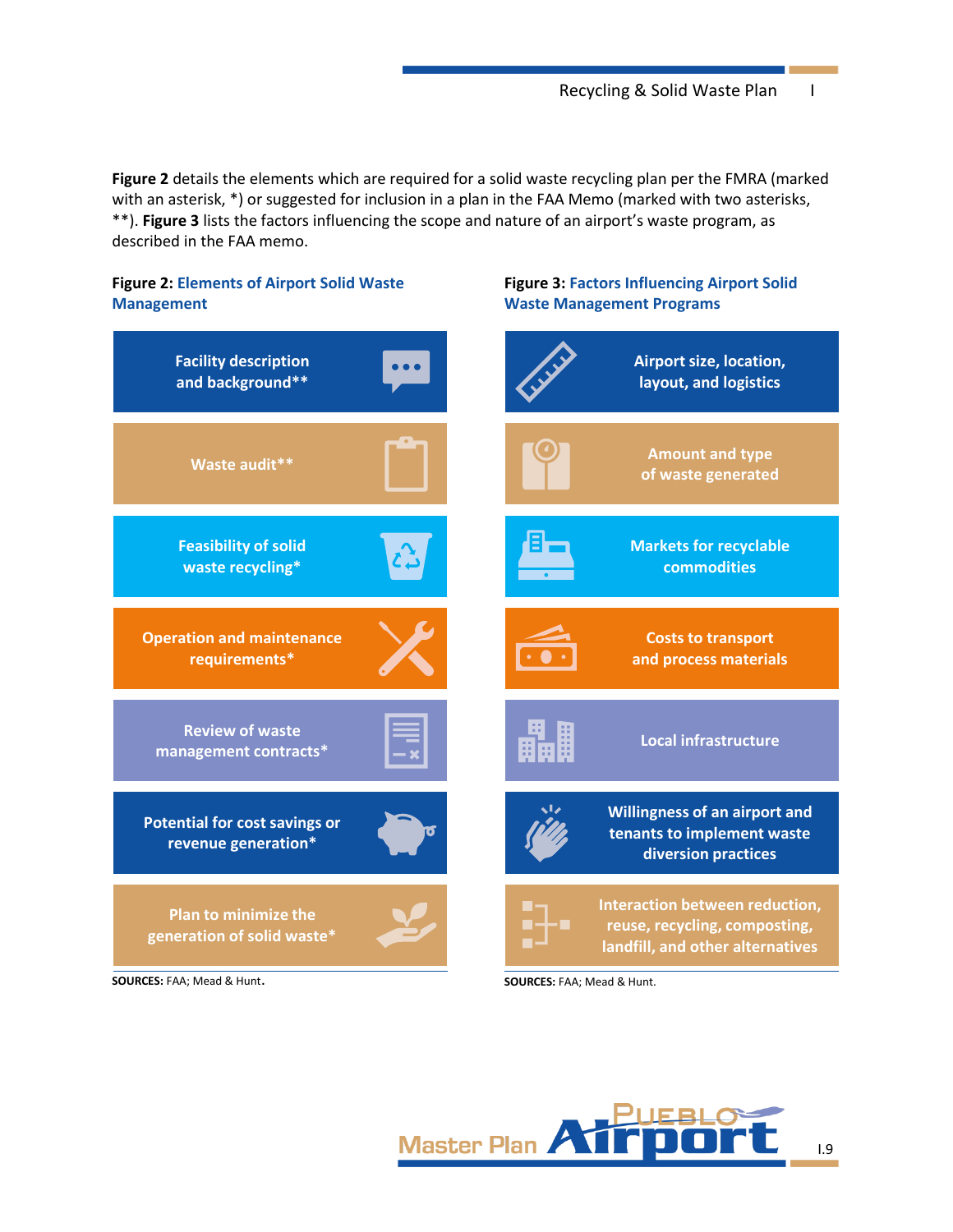**Figure 2** details the elements which are required for a solid waste recycling plan per the FMRA (marked with an asterisk, *) or suggested for inclusion in a plan in the FAA Memo (marked with two asterisks, **). **Figure 3** lists the factors influencing the scope and nature of an airport's waste program, as described in the FAA memo.

**Figure 2:** **Elements of Airport Solid Waste Management**

- Facility description and background**
- Waste audit**
- Feasibility of solid waste recycling*
- Operation and maintenance requirements*
- Review of waste management contracts*
- Potential for cost savings or revenue generation*
- Plan to minimize the generation of solid waste*

**SOURCES:** FAA; Mead & Hunt.

**Figure 3:** **Factors Influencing Airport Solid Waste Management Programs**

- Airport size, location, layout, and logistics
- Amount and type of waste generated
- Markets for recyclable commodities
- Costs to transport and process materials
- Local infrastructure
- Willingness of an airport and tenants to implement waste diversion practices
- Interaction between reduction, reuse, recycling, composting, landfill, and other alternatives

**SOURCES:** FAA; Mead & Hunt.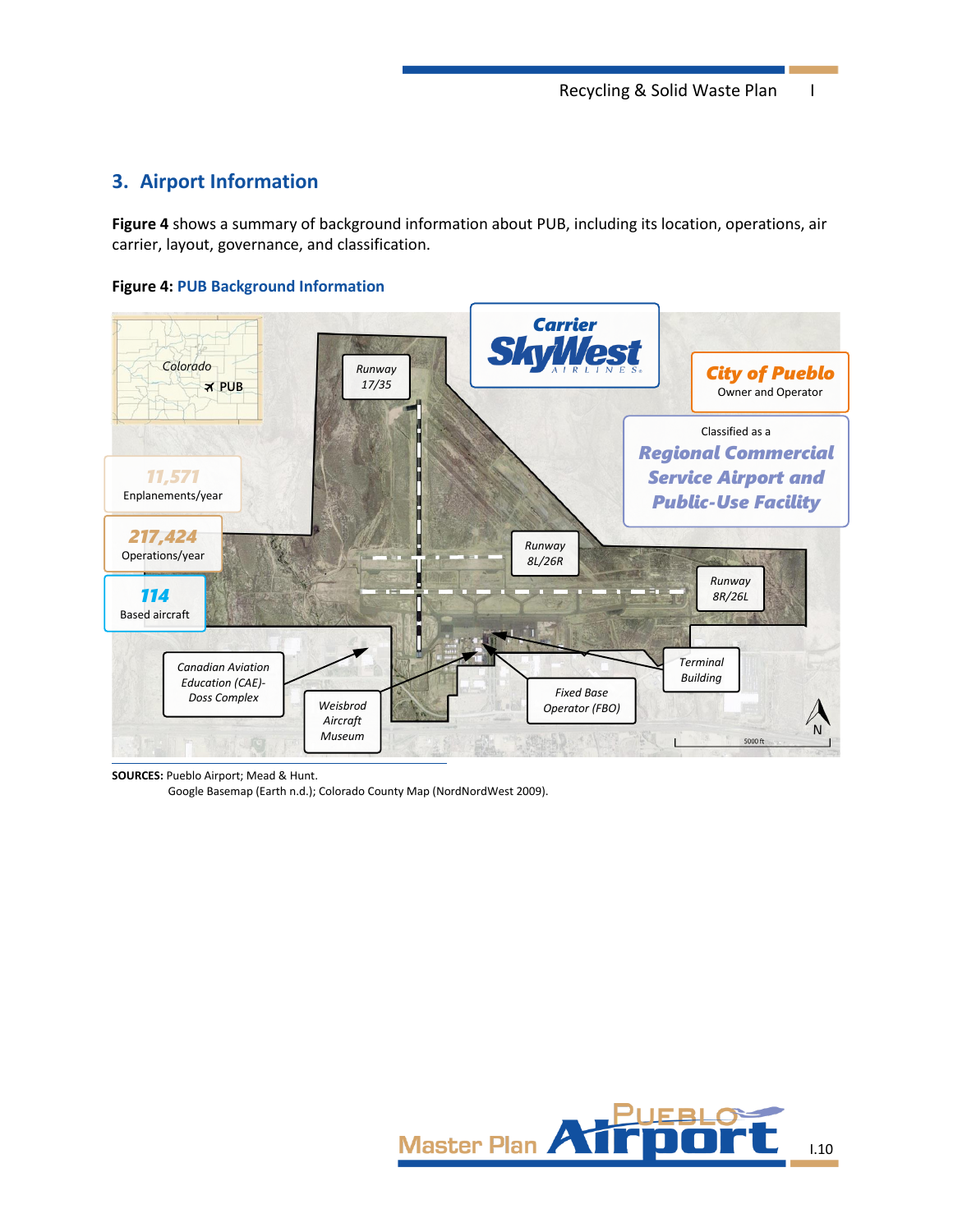## 3. Airport Information

**Figure 4** shows a summary of background information about PUB, including its location, operations, air carrier, layout, governance, and classification.

**Figure 4: PUB Background Information**

Carrier: SkyWest Airlines

City of Pueblo — Owner and Operator

Classified as a *Regional Commercial Service Airport and Public-Use Facility*

**11,571** Enplanements/year

**217,424** Operations/year

**114** Based aircraft

*Runway 17/35*

*Runway 8L/26R*

*Runway 8R/26L*

*Terminal Building*

*Fixed Base Operator (FBO)*

*Weisbrod Aircraft Museum*

*Canadian Aviation Education (CAE)-Doss Complex*

**SOURCES:** Pueblo Airport; Mead & Hunt.
Google Basemap (Earth n.d.); Colorado County Map (NordNordWest 2009).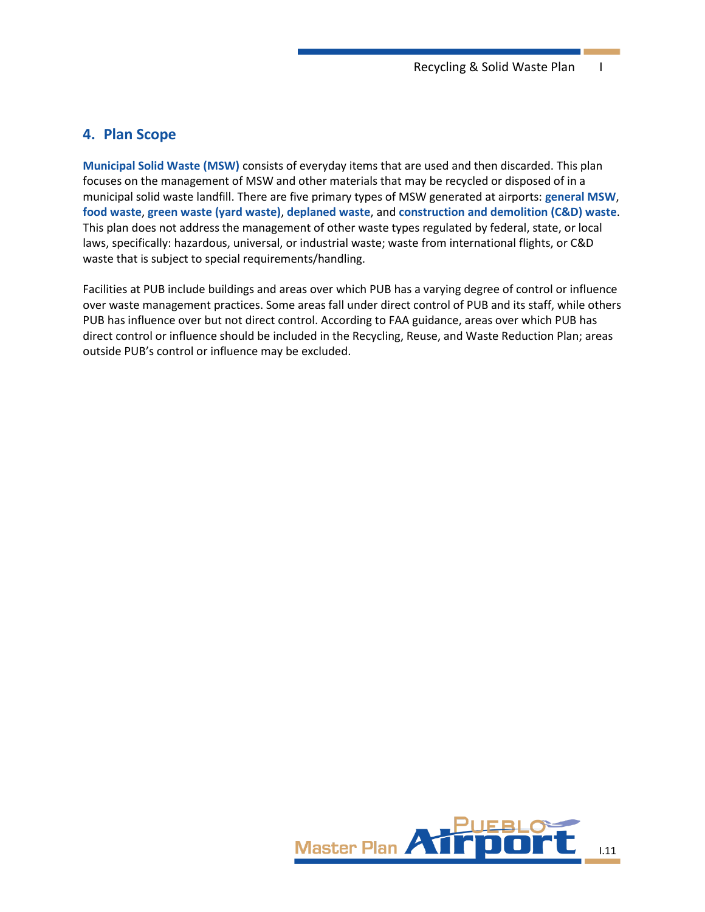## 4. Plan Scope

**Municipal Solid Waste (MSW)** consists of everyday items that are used and then discarded. This plan focuses on the management of MSW and other materials that may be recycled or disposed of in a municipal solid waste landfill. There are five primary types of MSW generated at airports: **general MSW**, **food waste**, **green waste (yard waste)**, **deplaned waste**, and **construction and demolition (C&D) waste**. This plan does not address the management of other waste types regulated by federal, state, or local laws, specifically: hazardous, universal, or industrial waste; waste from international flights, or C&D waste that is subject to special requirements/handling.

Facilities at PUB include buildings and areas over which PUB has a varying degree of control or influence over waste management practices. Some areas fall under direct control of PUB and its staff, while others PUB has influence over but not direct control. According to FAA guidance, areas over which PUB has direct control or influence should be included in the Recycling, Reuse, and Waste Reduction Plan; areas outside PUB's control or influence may be excluded.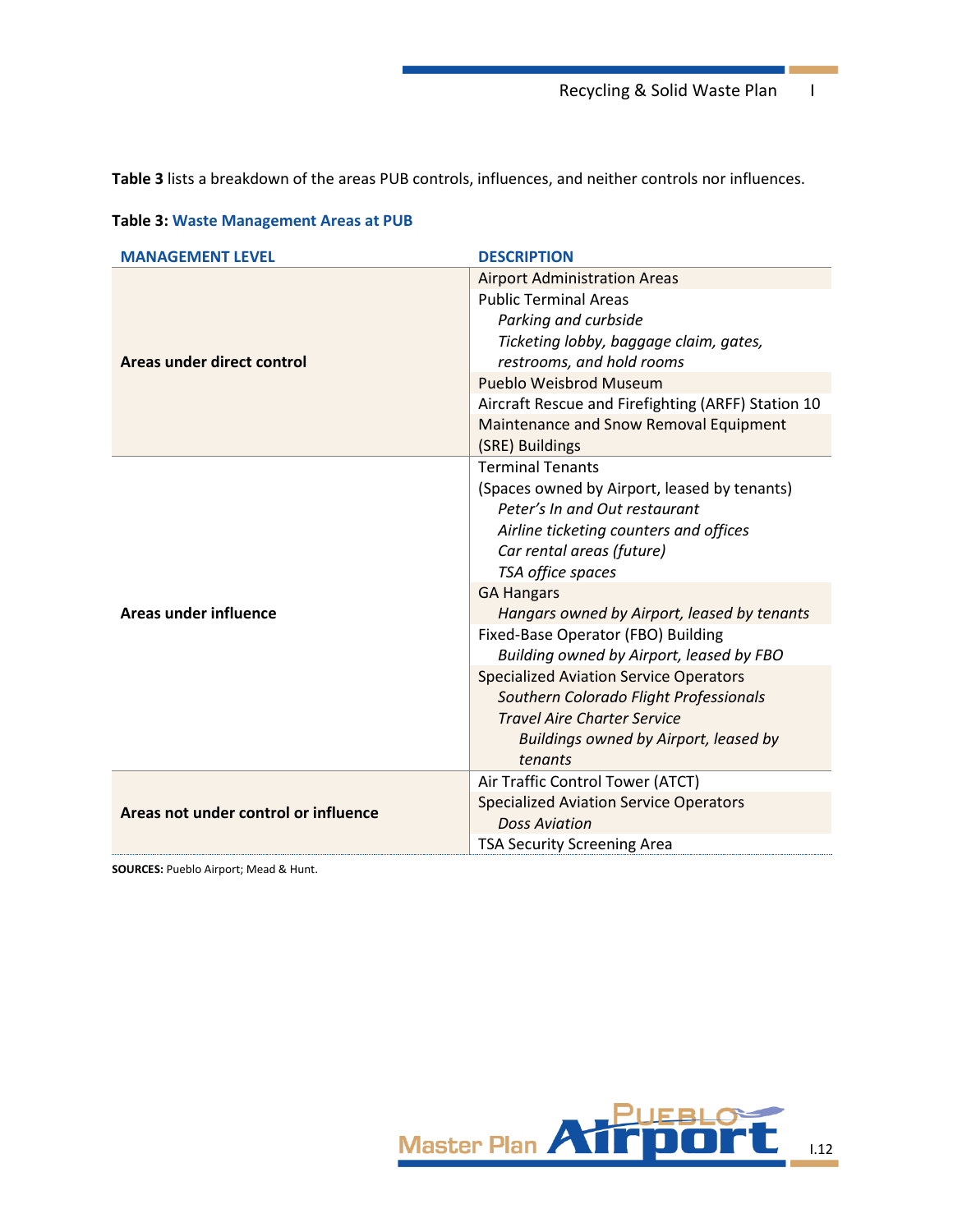**Table 3** lists a breakdown of the areas PUB controls, influences, and neither controls nor influences.

**Table 3: Waste Management Areas at PUB**

| MANAGEMENT LEVEL | DESCRIPTION |
|---|---|
| **Areas under direct control** | Airport Administration Areas |
| | Public Terminal Areas<br>*Parking and curbside*<br>*Ticketing lobby, baggage claim, gates, restrooms, and hold rooms* |
| | Pueblo Weisbrod Museum |
| | Aircraft Rescue and Firefighting (ARFF) Station 10 |
| | Maintenance and Snow Removal Equipment (SRE) Buildings |
| **Areas under influence** | Terminal Tenants<br>(Spaces owned by Airport, leased by tenants)<br>*Peter's In and Out restaurant*<br>*Airline ticketing counters and offices*<br>*Car rental areas (future)*<br>*TSA office spaces* |
| | GA Hangars<br>*Hangars owned by Airport, leased by tenants* |
| | Fixed-Base Operator (FBO) Building<br>*Building owned by Airport, leased by FBO* |
| | Specialized Aviation Service Operators<br>*Southern Colorado Flight Professionals*<br>*Travel Aire Charter Service*<br>*Buildings owned by Airport, leased by tenants* |
| **Areas not under control or influence** | Air Traffic Control Tower (ATCT) |
| | Specialized Aviation Service Operators<br>*Doss Aviation* |
| | TSA Security Screening Area |

**SOURCES:** Pueblo Airport; Mead & Hunt.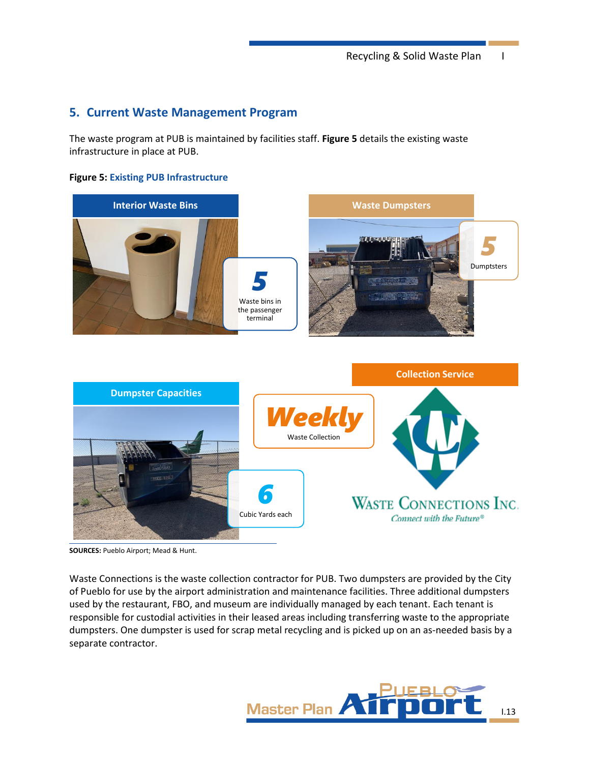## 5. Current Waste Management Program

The waste program at PUB is maintained by facilities staff. **Figure 5** details the existing waste infrastructure in place at PUB.

**Figure 5: Existing PUB Infrastructure**

**Interior Waste Bins**

**5**
Waste bins in the passenger terminal

**Waste Dumpsters**

**5**
Dumptsters

**Dumpster Capacities**

**6**
Cubic Yards each

**Collection Service**

**Weekly**
Waste Collection

Waste Connections Inc.
Connect with the Future®

**SOURCES:** Pueblo Airport; Mead & Hunt.

Waste Connections is the waste collection contractor for PUB. Two dumpsters are provided by the City of Pueblo for use by the airport administration and maintenance facilities. Three additional dumpsters used by the restaurant, FBO, and museum are individually managed by each tenant. Each tenant is responsible for custodial activities in their leased areas including transferring waste to the appropriate dumpsters. One dumpster is used for scrap metal recycling and is picked up on an as-needed basis by a separate contractor.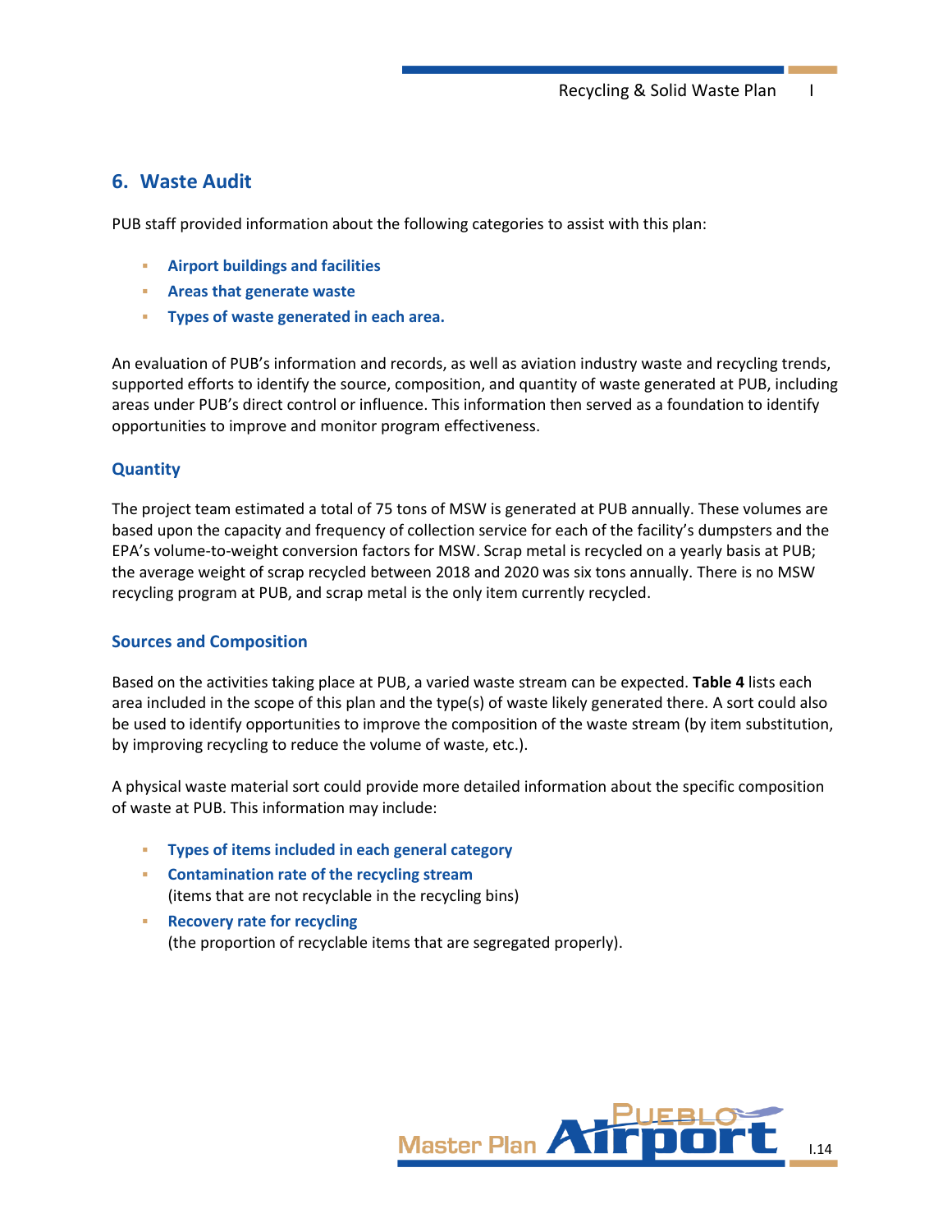## 6. Waste Audit

PUB staff provided information about the following categories to assist with this plan:

- **Airport buildings and facilities**
- **Areas that generate waste**
- **Types of waste generated in each area.**

An evaluation of PUB's information and records, as well as aviation industry waste and recycling trends, supported efforts to identify the source, composition, and quantity of waste generated at PUB, including areas under PUB's direct control or influence. This information then served as a foundation to identify opportunities to improve and monitor program effectiveness.

### Quantity

The project team estimated a total of 75 tons of MSW is generated at PUB annually. These volumes are based upon the capacity and frequency of collection service for each of the facility's dumpsters and the EPA's volume-to-weight conversion factors for MSW. Scrap metal is recycled on a yearly basis at PUB; the average weight of scrap recycled between 2018 and 2020 was six tons annually. There is no MSW recycling program at PUB, and scrap metal is the only item currently recycled.

### Sources and Composition

Based on the activities taking place at PUB, a varied waste stream can be expected. **Table 4** lists each area included in the scope of this plan and the type(s) of waste likely generated there. A sort could also be used to identify opportunities to improve the composition of the waste stream (by item substitution, by improving recycling to reduce the volume of waste, etc.).

A physical waste material sort could provide more detailed information about the specific composition of waste at PUB. This information may include:

- **Types of items included in each general category**
- **Contamination rate of the recycling stream**
  (items that are not recyclable in the recycling bins)
- **Recovery rate for recycling**
  (the proportion of recyclable items that are segregated properly).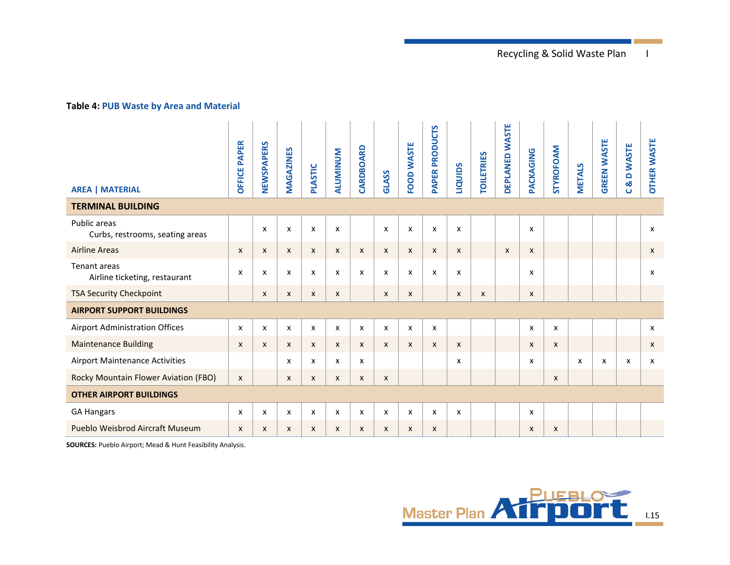**Table 4: PUB Waste by Area and Material**

| AREA \| MATERIAL | OFFICE PAPER | NEWSPAPERS | MAGAZINES | PLASTIC | ALUMINUM | CARDBOARD | GLASS | FOOD WASTE | PAPER PRODUCTS | LIQUIDS | TOILETRIES | DEPLANED WASTE | PACKAGING | STYROFOAM | METALS | GREEN WASTE | C & D WASTE | OTHER WASTE |
|---|---|---|---|---|---|---|---|---|---|---|---|---|---|---|---|---|---|---|
| **TERMINAL BUILDING** | | | | | | | | | | | | | | | | | | |
| Public areas<br>Curbs, restrooms, seating areas | | x | x | x | x | | x | x | x | x | | | x | | | | | x |
| Airline Areas | x | x | x | x | x | x | x | x | x | x | | x | x | | | | | x |
| Tenant areas<br>Airline ticketing, restaurant | x | x | x | x | x | x | x | x | x | x | | | x | | | | | x |
| TSA Security Checkpoint | | x | x | x | x | | x | x | | x | x | | x | | | | | |
| **AIRPORT SUPPORT BUILDINGS** | | | | | | | | | | | | | | | | | | |
| Airport Administration Offices | x | x | x | x | x | x | x | x | x | | | | x | x | | | | x |
| Maintenance Building | x | x | x | x | x | x | x | x | x | x | | | x | x | | | | x |
| Airport Maintenance Activities | | | x | x | x | x | | | | x | | | x | | x | x | x | x |
| Rocky Mountain Flower Aviation (FBO) | x | | x | x | x | x | x | | | | | | | x | | | | |
| **OTHER AIRPORT BUILDINGS** | | | | | | | | | | | | | | | | | | |
| GA Hangars | x | x | x | x | x | x | x | x | x | x | | | x | | | | | |
| Pueblo Weisbrod Aircraft Museum | x | x | x | x | x | x | x | x | x | | | | x | x | | | | |

**SOURCES:** Pueblo Airport; Mead & Hunt Feasibility Analysis.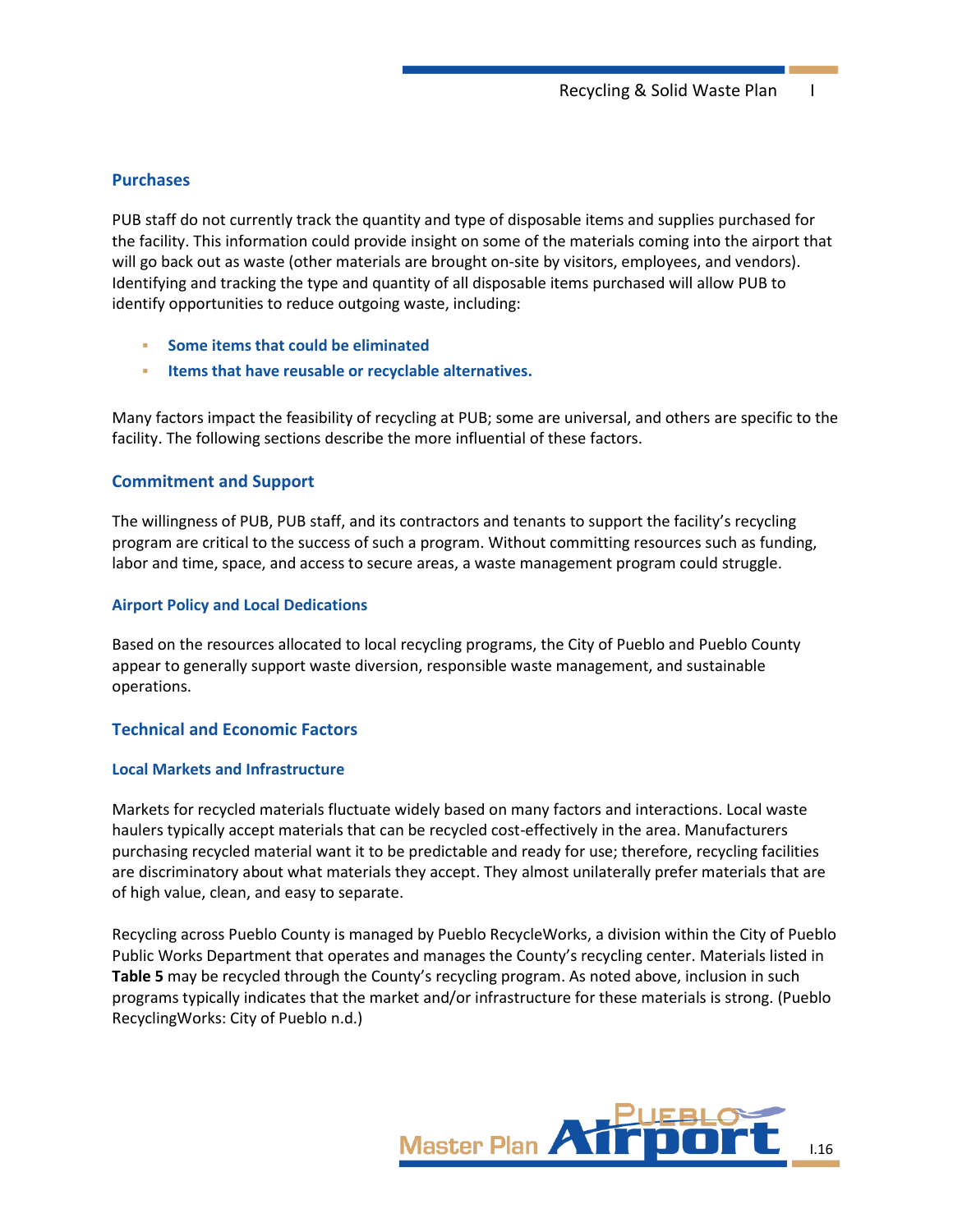## Purchases

PUB staff do not currently track the quantity and type of disposable items and supplies purchased for the facility. This information could provide insight on some of the materials coming into the airport that will go back out as waste (other materials are brought on-site by visitors, employees, and vendors). Identifying and tracking the type and quantity of all disposable items purchased will allow PUB to identify opportunities to reduce outgoing waste, including:

- **Some items that could be eliminated**
- **Items that have reusable or recyclable alternatives.**

Many factors impact the feasibility of recycling at PUB; some are universal, and others are specific to the facility. The following sections describe the more influential of these factors.

## Commitment and Support

The willingness of PUB, PUB staff, and its contractors and tenants to support the facility's recycling program are critical to the success of such a program. Without committing resources such as funding, labor and time, space, and access to secure areas, a waste management program could struggle.

### Airport Policy and Local Dedications

Based on the resources allocated to local recycling programs, the City of Pueblo and Pueblo County appear to generally support waste diversion, responsible waste management, and sustainable operations.

## Technical and Economic Factors

### Local Markets and Infrastructure

Markets for recycled materials fluctuate widely based on many factors and interactions. Local waste haulers typically accept materials that can be recycled cost-effectively in the area. Manufacturers purchasing recycled material want it to be predictable and ready for use; therefore, recycling facilities are discriminatory about what materials they accept. They almost unilaterally prefer materials that are of high value, clean, and easy to separate.

Recycling across Pueblo County is managed by Pueblo RecycleWorks, a division within the City of Pueblo Public Works Department that operates and manages the County's recycling center. Materials listed in **Table 5** may be recycled through the County's recycling program. As noted above, inclusion in such programs typically indicates that the market and/or infrastructure for these materials is strong. (Pueblo RecyclingWorks: City of Pueblo n.d.)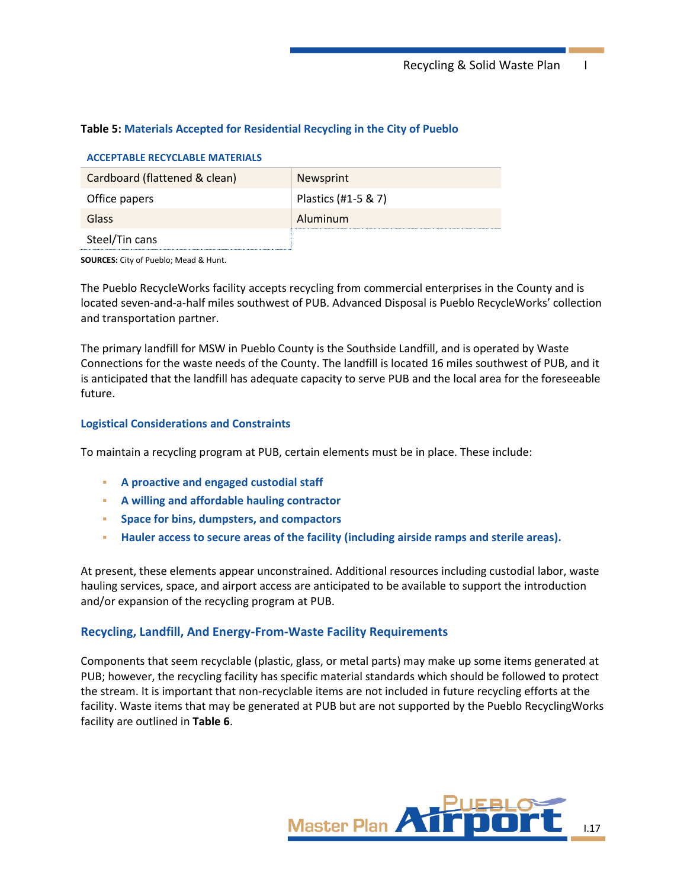**Table 5: Materials Accepted for Residential Recycling in the City of Pueblo**

| ACCEPTABLE RECYCLABLE MATERIALS | |
|---|---|
| Cardboard (flattened & clean) | Newsprint |
| Office papers | Plastics (#1-5 & 7) |
| Glass | Aluminum |
| Steel/Tin cans | |

**SOURCES:** City of Pueblo; Mead & Hunt.

The Pueblo RecycleWorks facility accepts recycling from commercial enterprises in the County and is located seven-and-a-half miles southwest of PUB. Advanced Disposal is Pueblo RecycleWorks' collection and transportation partner.

The primary landfill for MSW in Pueblo County is the Southside Landfill, and is operated by Waste Connections for the waste needs of the County. The landfill is located 16 miles southwest of PUB, and it is anticipated that the landfill has adequate capacity to serve PUB and the local area for the foreseeable future.

### Logistical Considerations and Constraints

To maintain a recycling program at PUB, certain elements must be in place. These include:

- **A proactive and engaged custodial staff**
- **A willing and affordable hauling contractor**
- **Space for bins, dumpsters, and compactors**
- **Hauler access to secure areas of the facility (including airside ramps and sterile areas).**

At present, these elements appear unconstrained. Additional resources including custodial labor, waste hauling services, space, and airport access are anticipated to be available to support the introduction and/or expansion of the recycling program at PUB.

## Recycling, Landfill, And Energy-From-Waste Facility Requirements

Components that seem recyclable (plastic, glass, or metal parts) may make up some items generated at PUB; however, the recycling facility has specific material standards which should be followed to protect the stream. It is important that non-recyclable items are not included in future recycling efforts at the facility. Waste items that may be generated at PUB but are not supported by the Pueblo RecyclingWorks facility are outlined in **Table 6**.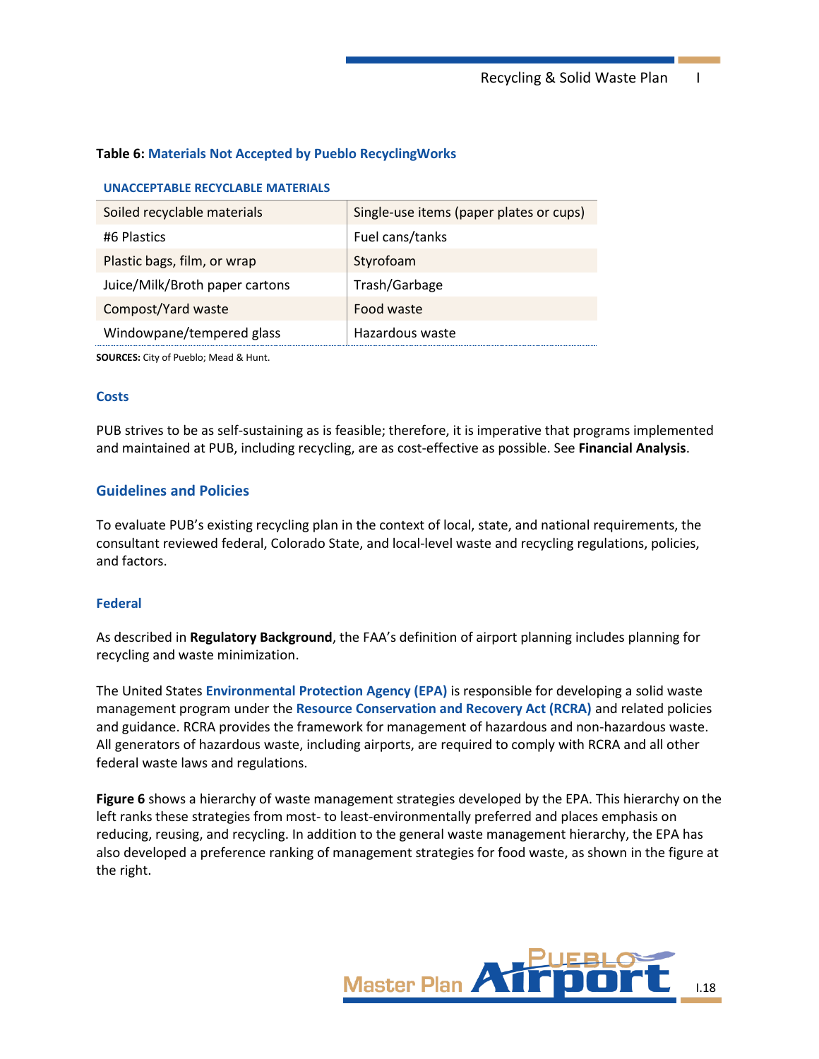**Table 6: Materials Not Accepted by Pueblo RecyclingWorks**

| UNACCEPTABLE RECYCLABLE MATERIALS | |
|---|---|
| Soiled recyclable materials | Single-use items (paper plates or cups) |
| #6 Plastics | Fuel cans/tanks |
| Plastic bags, film, or wrap | Styrofoam |
| Juice/Milk/Broth paper cartons | Trash/Garbage |
| Compost/Yard waste | Food waste |
| Windowpane/tempered glass | Hazardous waste |

**SOURCES:** City of Pueblo; Mead & Hunt.

### Costs

PUB strives to be as self-sustaining as is feasible; therefore, it is imperative that programs implemented and maintained at PUB, including recycling, are as cost-effective as possible. See **Financial Analysis**.

## Guidelines and Policies

To evaluate PUB's existing recycling plan in the context of local, state, and national requirements, the consultant reviewed federal, Colorado State, and local-level waste and recycling regulations, policies, and factors.

### Federal

As described in **Regulatory Background**, the FAA's definition of airport planning includes planning for recycling and waste minimization.

The United States **Environmental Protection Agency (EPA)** is responsible for developing a solid waste management program under the **Resource Conservation and Recovery Act (RCRA)** and related policies and guidance. RCRA provides the framework for management of hazardous and non-hazardous waste. All generators of hazardous waste, including airports, are required to comply with RCRA and all other federal waste laws and regulations.

**Figure 6** shows a hierarchy of waste management strategies developed by the EPA. This hierarchy on the left ranks these strategies from most- to least-environmentally preferred and places emphasis on reducing, reusing, and recycling. In addition to the general waste management hierarchy, the EPA has also developed a preference ranking of management strategies for food waste, as shown in the figure at the right.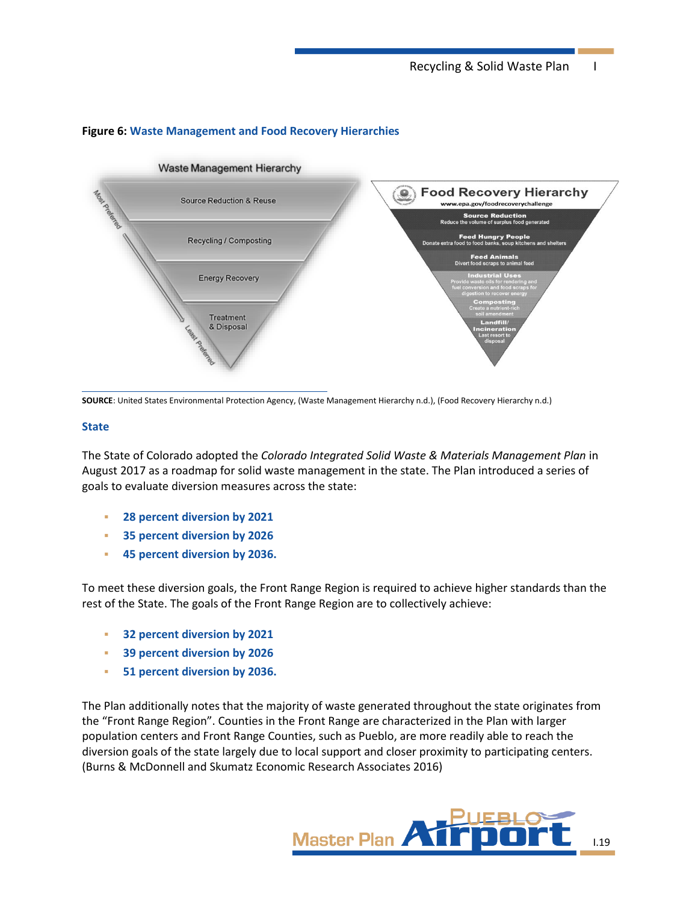**Figure 6: Waste Management and Food Recovery Hierarchies**

Waste Management Hierarchy

Most Preferred

Source Reduction & Reuse

Recycling / Composting

Energy Recovery

Treatment & Disposal

Least Preferred

Food Recovery Hierarchy

www.epa.gov/foodrecoverychallenge

Source Reduction
Reduce the volume of surplus food generated

Feed Hungry People
Donate extra food to food banks, soup kitchens and shelters

Feed Animals
Divert food scraps to animal feed

Industrial Uses
Provide waste oils for rendering and fuel conversion and food scraps for digestion to recover energy

Composting
Create a nutrient-rich soil amendment

Landfill/ Incineration
Last resort to disposal

**SOURCE**: United States Environmental Protection Agency, (Waste Management Hierarchy n.d.), (Food Recovery Hierarchy n.d.)

### State

The State of Colorado adopted the *Colorado Integrated Solid Waste & Materials Management Plan* in August 2017 as a roadmap for solid waste management in the state. The Plan introduced a series of goals to evaluate diversion measures across the state:

- **28 percent diversion by 2021**
- **35 percent diversion by 2026**
- **45 percent diversion by 2036.**

To meet these diversion goals, the Front Range Region is required to achieve higher standards than the rest of the State. The goals of the Front Range Region are to collectively achieve:

- **32 percent diversion by 2021**
- **39 percent diversion by 2026**
- **51 percent diversion by 2036.**

The Plan additionally notes that the majority of waste generated throughout the state originates from the "Front Range Region". Counties in the Front Range are characterized in the Plan with larger population centers and Front Range Counties, such as Pueblo, are more readily able to reach the diversion goals of the state largely due to local support and closer proximity to participating centers. (Burns & McDonnell and Skumatz Economic Research Associates 2016)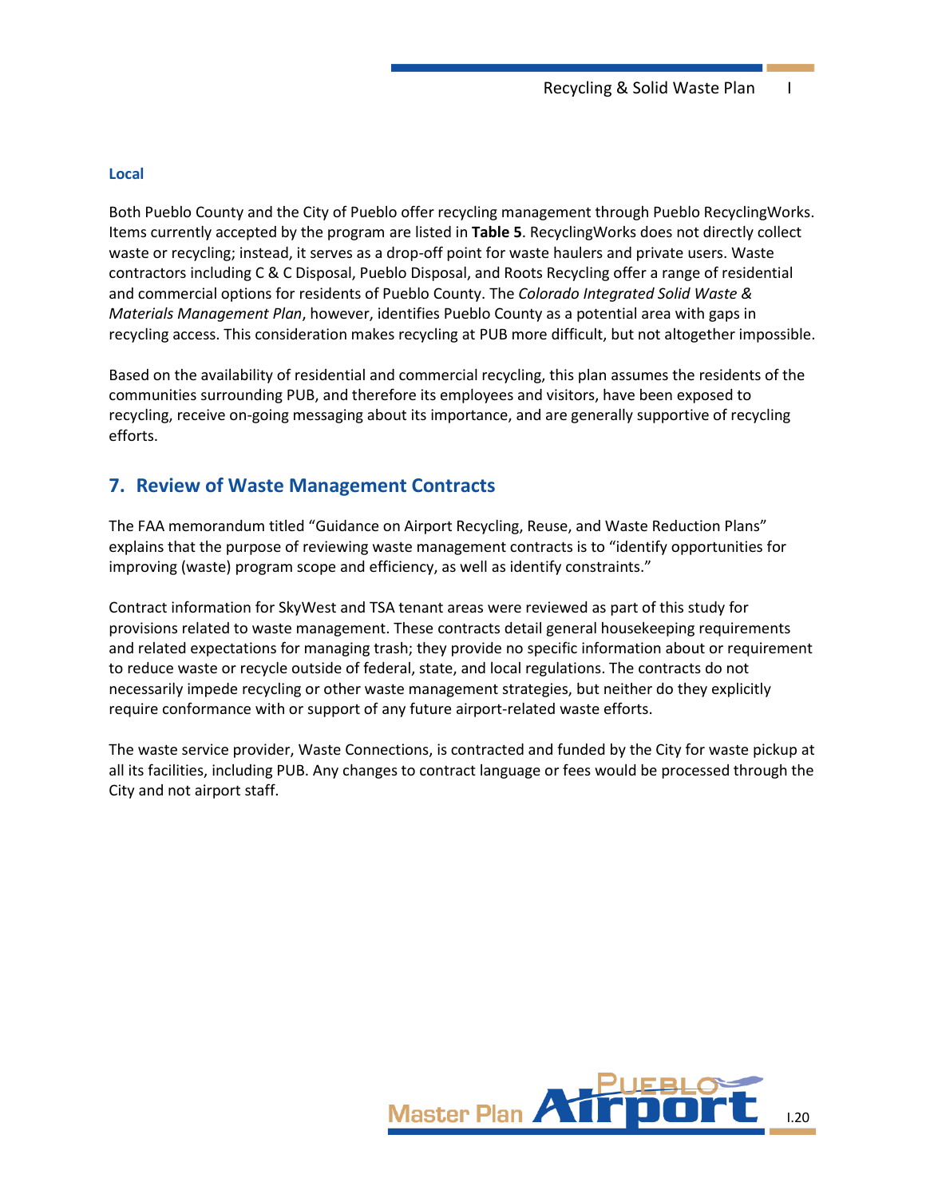### Local

Both Pueblo County and the City of Pueblo offer recycling management through Pueblo RecyclingWorks. Items currently accepted by the program are listed in **Table 5**. RecyclingWorks does not directly collect waste or recycling; instead, it serves as a drop-off point for waste haulers and private users. Waste contractors including C & C Disposal, Pueblo Disposal, and Roots Recycling offer a range of residential and commercial options for residents of Pueblo County. The *Colorado Integrated Solid Waste & Materials Management Plan*, however, identifies Pueblo County as a potential area with gaps in recycling access. This consideration makes recycling at PUB more difficult, but not altogether impossible.

Based on the availability of residential and commercial recycling, this plan assumes the residents of the communities surrounding PUB, and therefore its employees and visitors, have been exposed to recycling, receive on-going messaging about its importance, and are generally supportive of recycling efforts.

## 7. Review of Waste Management Contracts

The FAA memorandum titled "Guidance on Airport Recycling, Reuse, and Waste Reduction Plans" explains that the purpose of reviewing waste management contracts is to "identify opportunities for improving (waste) program scope and efficiency, as well as identify constraints."

Contract information for SkyWest and TSA tenant areas were reviewed as part of this study for provisions related to waste management. These contracts detail general housekeeping requirements and related expectations for managing trash; they provide no specific information about or requirement to reduce waste or recycle outside of federal, state, and local regulations. The contracts do not necessarily impede recycling or other waste management strategies, but neither do they explicitly require conformance with or support of any future airport-related waste efforts.

The waste service provider, Waste Connections, is contracted and funded by the City for waste pickup at all its facilities, including PUB. Any changes to contract language or fees would be processed through the City and not airport staff.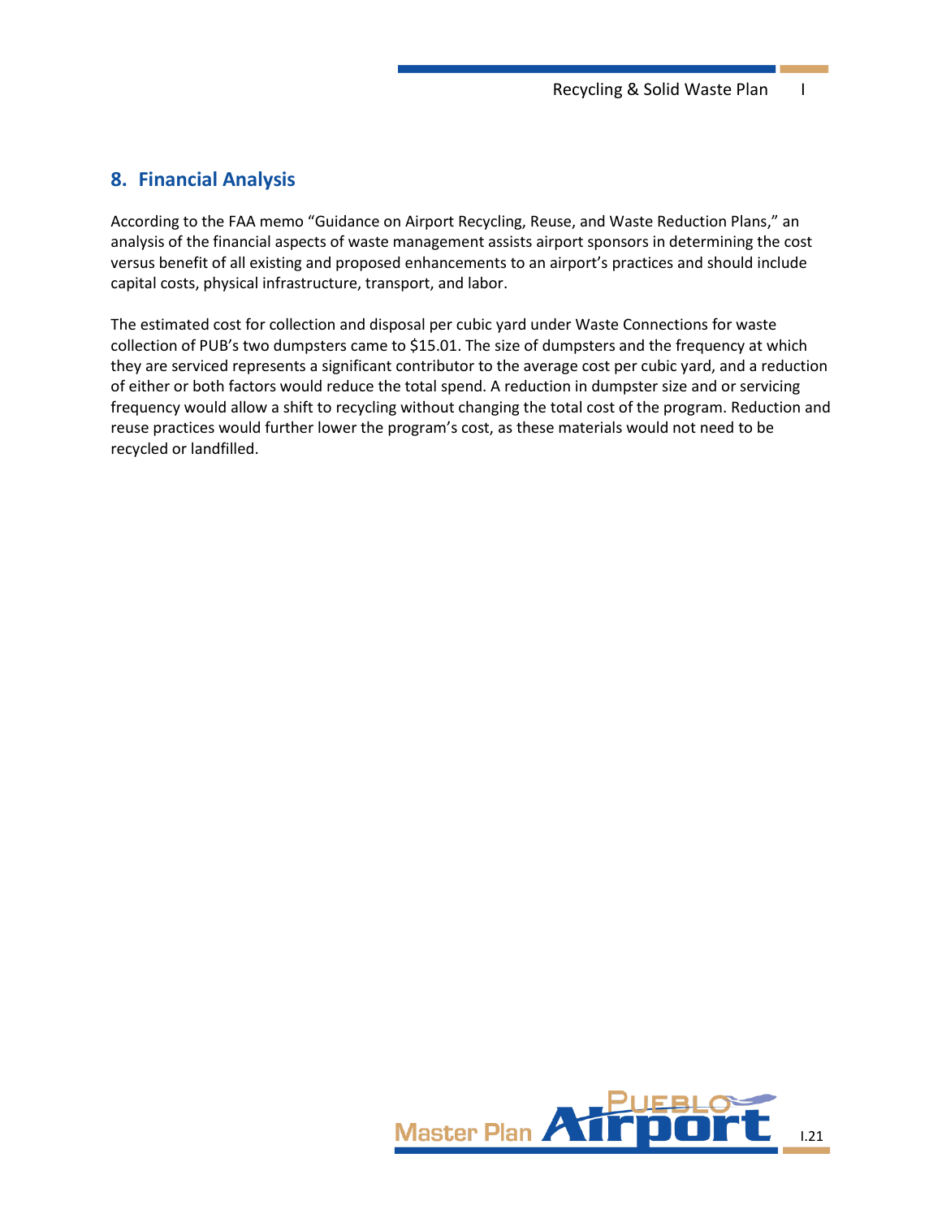## 8. Financial Analysis

According to the FAA memo "Guidance on Airport Recycling, Reuse, and Waste Reduction Plans," an analysis of the financial aspects of waste management assists airport sponsors in determining the cost versus benefit of all existing and proposed enhancements to an airport's practices and should include capital costs, physical infrastructure, transport, and labor.

The estimated cost for collection and disposal per cubic yard under Waste Connections for waste collection of PUB's two dumpsters came to $15.01. The size of dumpsters and the frequency at which they are serviced represents a significant contributor to the average cost per cubic yard, and a reduction of either or both factors would reduce the total spend. A reduction in dumpster size and or servicing frequency would allow a shift to recycling without changing the total cost of the program. Reduction and reuse practices would further lower the program's cost, as these materials would not need to be recycled or landfilled.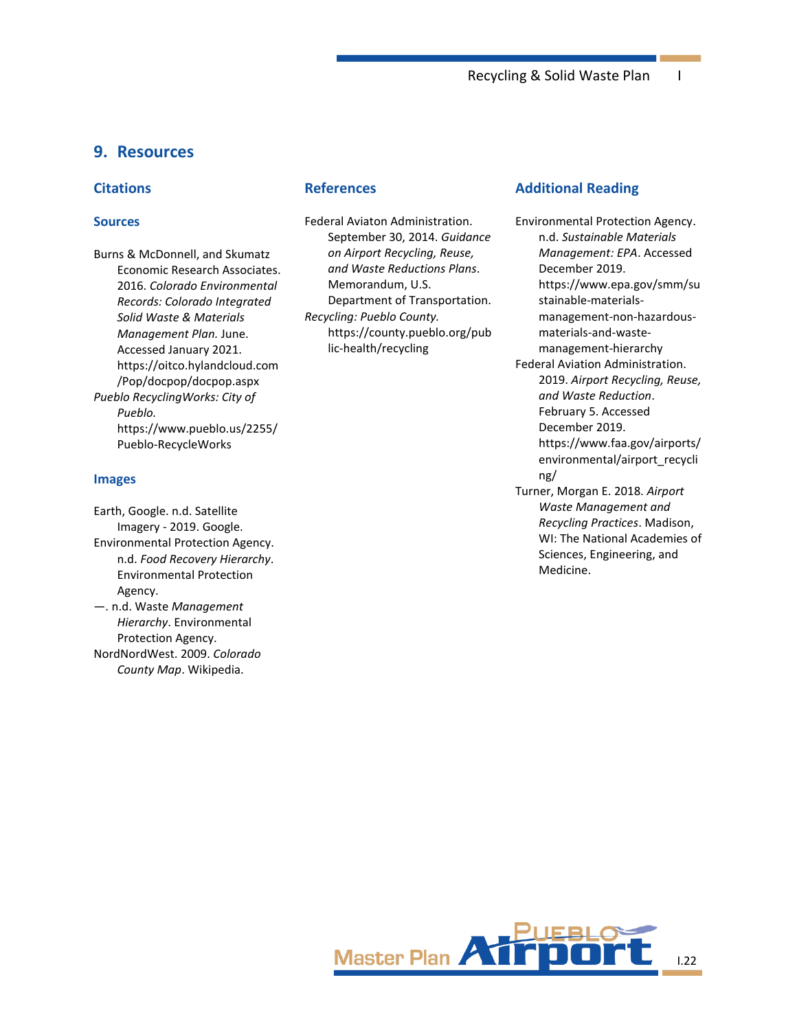# 9. Resources

## Citations

### Sources

Burns & McDonnell, and Skumatz Economic Research Associates. 2016. *Colorado Environmental Records: Colorado Integrated Solid Waste & Materials Management Plan.* June. Accessed January 2021. https://oitco.hylandcloud.com/Pop/docpop/docpop.aspx

*Pueblo RecyclingWorks: City of Pueblo.* https://www.pueblo.us/2255/Pueblo-RecycleWorks

### Images

Earth, Google. n.d. Satellite Imagery - 2019. Google.

Environmental Protection Agency. n.d. *Food Recovery Hierarchy*. Environmental Protection Agency.

—. n.d. Waste *Management Hierarchy*. Environmental Protection Agency.

NordNordWest. 2009. *Colorado County Map*. Wikipedia.

## References

Federal Aviaton Administration. September 30, 2014. *Guidance on Airport Recycling, Reuse, and Waste Reductions Plans*. Memorandum, U.S. Department of Transportation.

*Recycling: Pueblo County.* https://county.pueblo.org/public-health/recycling

## Additional Reading

Environmental Protection Agency. n.d. *Sustainable Materials Management: EPA*. Accessed December 2019. https://www.epa.gov/smm/sustainable-materials-management-non-hazardous-materials-and-waste-management-hierarchy

Federal Aviation Administration. 2019. *Airport Recycling, Reuse, and Waste Reduction*. February 5. Accessed December 2019. https://www.faa.gov/airports/environmental/airport_recycling/

Turner, Morgan E. 2018. *Airport Waste Management and Recycling Practices*. Madison, WI: The National Academies of Sciences, Engineering, and Medicine.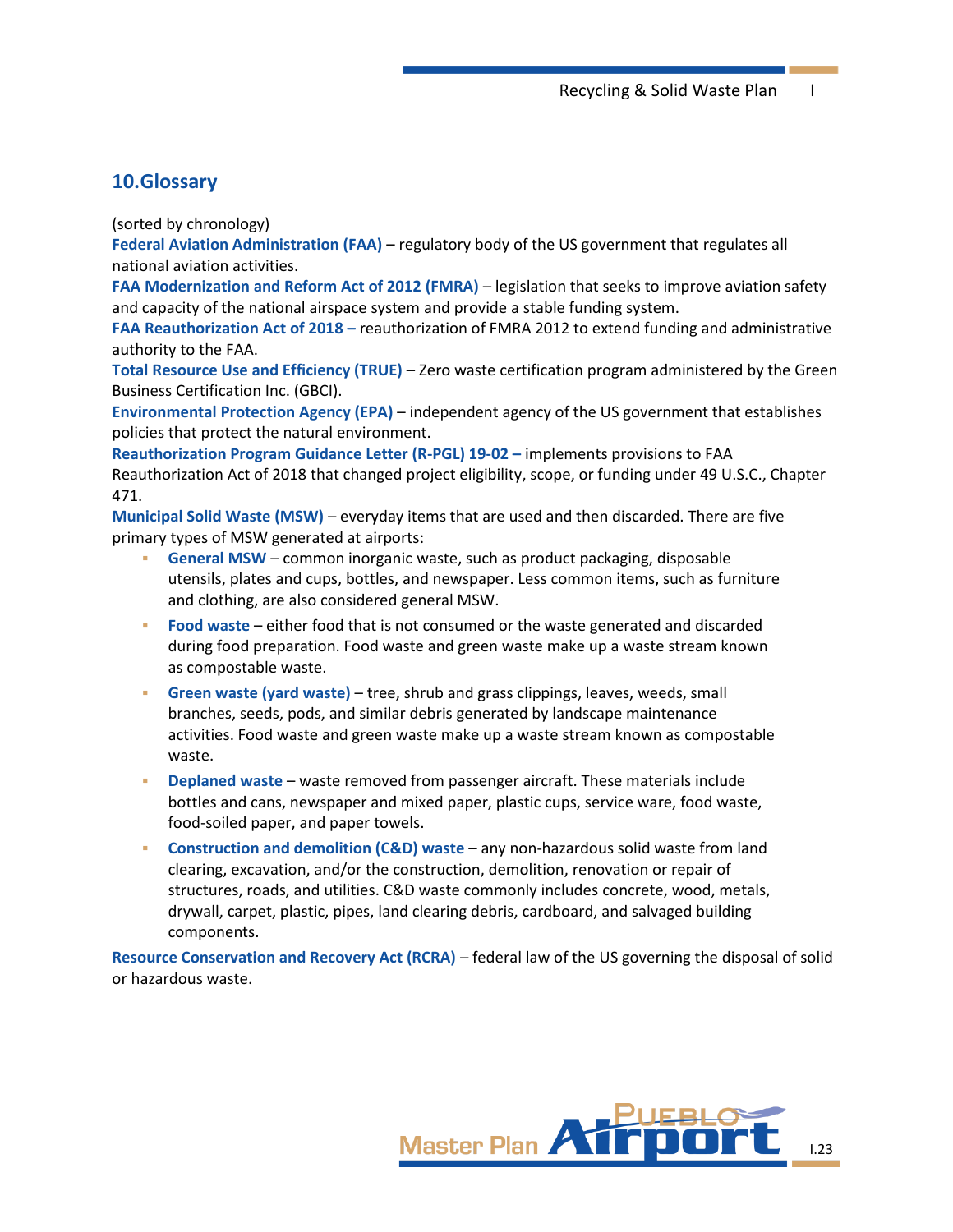## 10. Glossary

(sorted by chronology)

**Federal Aviation Administration (FAA)** – regulatory body of the US government that regulates all national aviation activities.

**FAA Modernization and Reform Act of 2012 (FMRA)** – legislation that seeks to improve aviation safety and capacity of the national airspace system and provide a stable funding system.

**FAA Reauthorization Act of 2018 –** reauthorization of FMRA 2012 to extend funding and administrative authority to the FAA.

**Total Resource Use and Efficiency (TRUE)** – Zero waste certification program administered by the Green Business Certification Inc. (GBCI).

**Environmental Protection Agency (EPA)** – independent agency of the US government that establishes policies that protect the natural environment.

**Reauthorization Program Guidance Letter (R-PGL) 19-02 –** implements provisions to FAA Reauthorization Act of 2018 that changed project eligibility, scope, or funding under 49 U.S.C., Chapter 471.

**Municipal Solid Waste (MSW)** – everyday items that are used and then discarded. There are five primary types of MSW generated at airports:

- **General MSW** – common inorganic waste, such as product packaging, disposable utensils, plates and cups, bottles, and newspaper. Less common items, such as furniture and clothing, are also considered general MSW.
- **Food waste** – either food that is not consumed or the waste generated and discarded during food preparation. Food waste and green waste make up a waste stream known as compostable waste.
- **Green waste (yard waste)** – tree, shrub and grass clippings, leaves, weeds, small branches, seeds, pods, and similar debris generated by landscape maintenance activities. Food waste and green waste make up a waste stream known as compostable waste.
- **Deplaned waste** – waste removed from passenger aircraft. These materials include bottles and cans, newspaper and mixed paper, plastic cups, service ware, food waste, food-soiled paper, and paper towels.
- **Construction and demolition (C&D) waste** – any non-hazardous solid waste from land clearing, excavation, and/or the construction, demolition, renovation or repair of structures, roads, and utilities. C&D waste commonly includes concrete, wood, metals, drywall, carpet, plastic, pipes, land clearing debris, cardboard, and salvaged building components.

**Resource Conservation and Recovery Act (RCRA)** – federal law of the US governing the disposal of solid or hazardous waste.